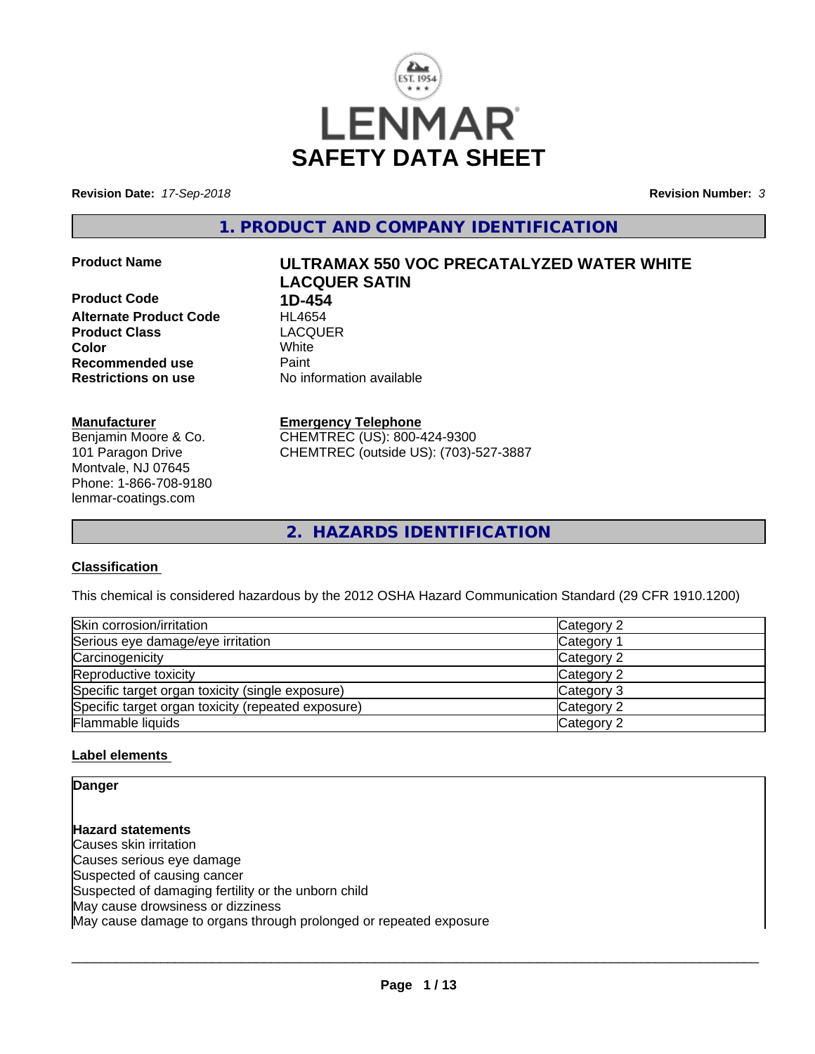# LENMAR SAFETY DATA SHEET

**Revision Date:** *17-Sep-2018*

**Revision Number:** *3*

## 1. PRODUCT AND COMPANY IDENTIFICATION

| | |
|---|---|
| **Product Name** | **ULTRAMAX 550 VOC PRECATALYZED WATER WHITE LACQUER SATIN** |
| **Product Code** | **1D-454** |
| **Alternate Product Code** | HL4654 |
| **Product Class** | LACQUER |
| **Color** | White |
| **Recommended use** | Paint |
| **Restrictions on use** | No information available |

**Manufacturer**
Benjamin Moore & Co.
101 Paragon Drive
Montvale, NJ 07645
Phone: 1-866-708-9180
lenmar-coatings.com

**Emergency Telephone**
CHEMTREC (US): 800-424-9300
CHEMTREC (outside US): (703)-527-3887

## 2. HAZARDS IDENTIFICATION

### Classification

This chemical is considered hazardous by the 2012 OSHA Hazard Communication Standard (29 CFR 1910.1200)

| | |
|---|---|
| Skin corrosion/irritation | Category 2 |
| Serious eye damage/eye irritation | Category 1 |
| Carcinogenicity | Category 2 |
| Reproductive toxicity | Category 2 |
| Specific target organ toxicity (single exposure) | Category 3 |
| Specific target organ toxicity (repeated exposure) | Category 2 |
| Flammable liquids | Category 2 |

### Label elements

**Danger**

**Hazard statements**
Causes skin irritation
Causes serious eye damage
Suspected of causing cancer
Suspected of damaging fertility or the unborn child
May cause drowsiness or dizziness
May cause damage to organs through prolonged or repeated exposure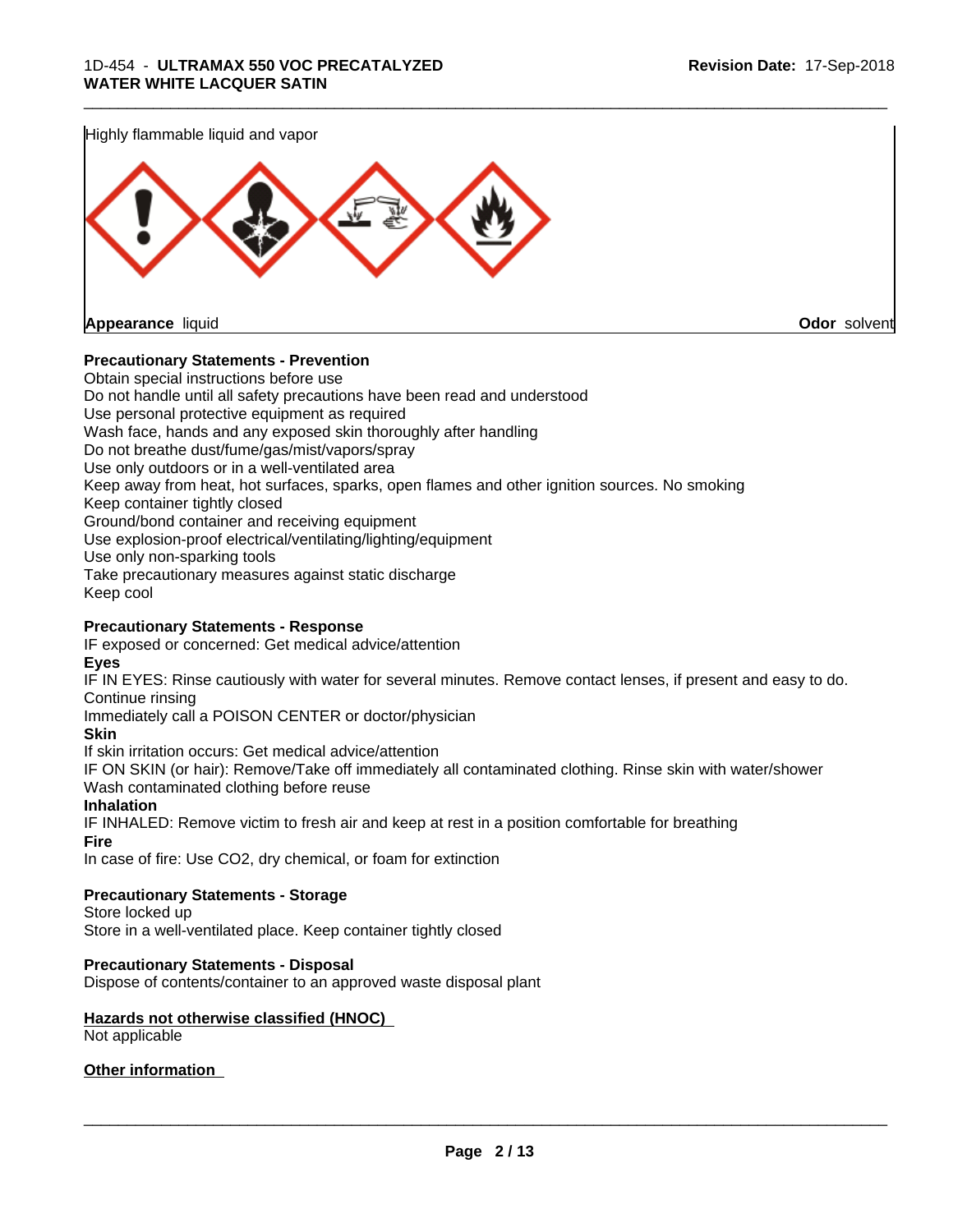Highly flammable liquid and vapor

**Appearance** liquid **Odor** solvent

**Precautionary Statements - Prevention**

Obtain special instructions before use
Do not handle until all safety precautions have been read and understood
Use personal protective equipment as required
Wash face, hands and any exposed skin thoroughly after handling
Do not breathe dust/fume/gas/mist/vapors/spray
Use only outdoors or in a well-ventilated area
Keep away from heat, hot surfaces, sparks, open flames and other ignition sources. No smoking
Keep container tightly closed
Ground/bond container and receiving equipment
Use explosion-proof electrical/ventilating/lighting/equipment
Use only non-sparking tools
Take precautionary measures against static discharge
Keep cool

**Precautionary Statements - Response**

IF exposed or concerned: Get medical advice/attention

**Eyes**

IF IN EYES: Rinse cautiously with water for several minutes. Remove contact lenses, if present and easy to do. Continue rinsing
Immediately call a POISON CENTER or doctor/physician

**Skin**

If skin irritation occurs: Get medical advice/attention
IF ON SKIN (or hair): Remove/Take off immediately all contaminated clothing. Rinse skin with water/shower
Wash contaminated clothing before reuse

**Inhalation**

IF INHALED: Remove victim to fresh air and keep at rest in a position comfortable for breathing

**Fire**

In case of fire: Use CO2, dry chemical, or foam for extinction

**Precautionary Statements - Storage**

Store locked up
Store in a well-ventilated place. Keep container tightly closed

**Precautionary Statements - Disposal**

Dispose of contents/container to an approved waste disposal plant

**Hazards not otherwise classified (HNOC)**

Not applicable

**Other information**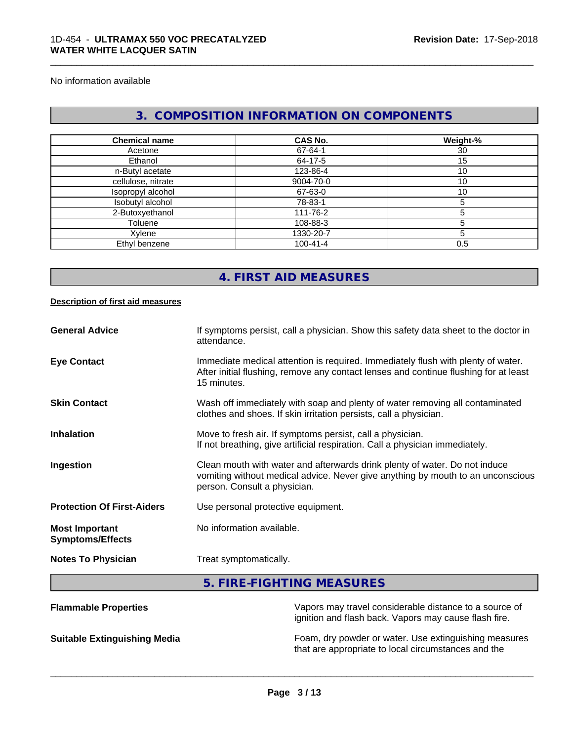No information available

## 3. COMPOSITION INFORMATION ON COMPONENTS

| Chemical name | CAS No. | Weight-% |
|---|---|---|
| Acetone | 67-64-1 | 30 |
| Ethanol | 64-17-5 | 15 |
| n-Butyl acetate | 123-86-4 | 10 |
| cellulose, nitrate | 9004-70-0 | 10 |
| Isopropyl alcohol | 67-63-0 | 10 |
| Isobutyl alcohol | 78-83-1 | 5 |
| 2-Butoxyethanol | 111-76-2 | 5 |
| Toluene | 108-88-3 | 5 |
| Xylene | 1330-20-7 | 5 |
| Ethyl benzene | 100-41-4 | 0.5 |

## 4. FIRST AID MEASURES

**Description of first aid measures**

**General Advice** — If symptoms persist, call a physician. Show this safety data sheet to the doctor in attendance.

**Eye Contact** — Immediate medical attention is required. Immediately flush with plenty of water. After initial flushing, remove any contact lenses and continue flushing for at least 15 minutes.

**Skin Contact** — Wash off immediately with soap and plenty of water removing all contaminated clothes and shoes. If skin irritation persists, call a physician.

**Inhalation** — Move to fresh air. If symptoms persist, call a physician.
If not breathing, give artificial respiration. Call a physician immediately.

**Ingestion** — Clean mouth with water and afterwards drink plenty of water. Do not induce vomiting without medical advice. Never give anything by mouth to an unconscious person. Consult a physician.

**Protection Of First-Aiders** — Use personal protective equipment.

**Most Important Symptoms/Effects** — No information available.

**Notes To Physician** — Treat symptomatically.

## 5. FIRE-FIGHTING MEASURES

**Flammable Properties** — Vapors may travel considerable distance to a source of ignition and flash back. Vapors may cause flash fire.

**Suitable Extinguishing Media** — Foam, dry powder or water. Use extinguishing measures that are appropriate to local circumstances and the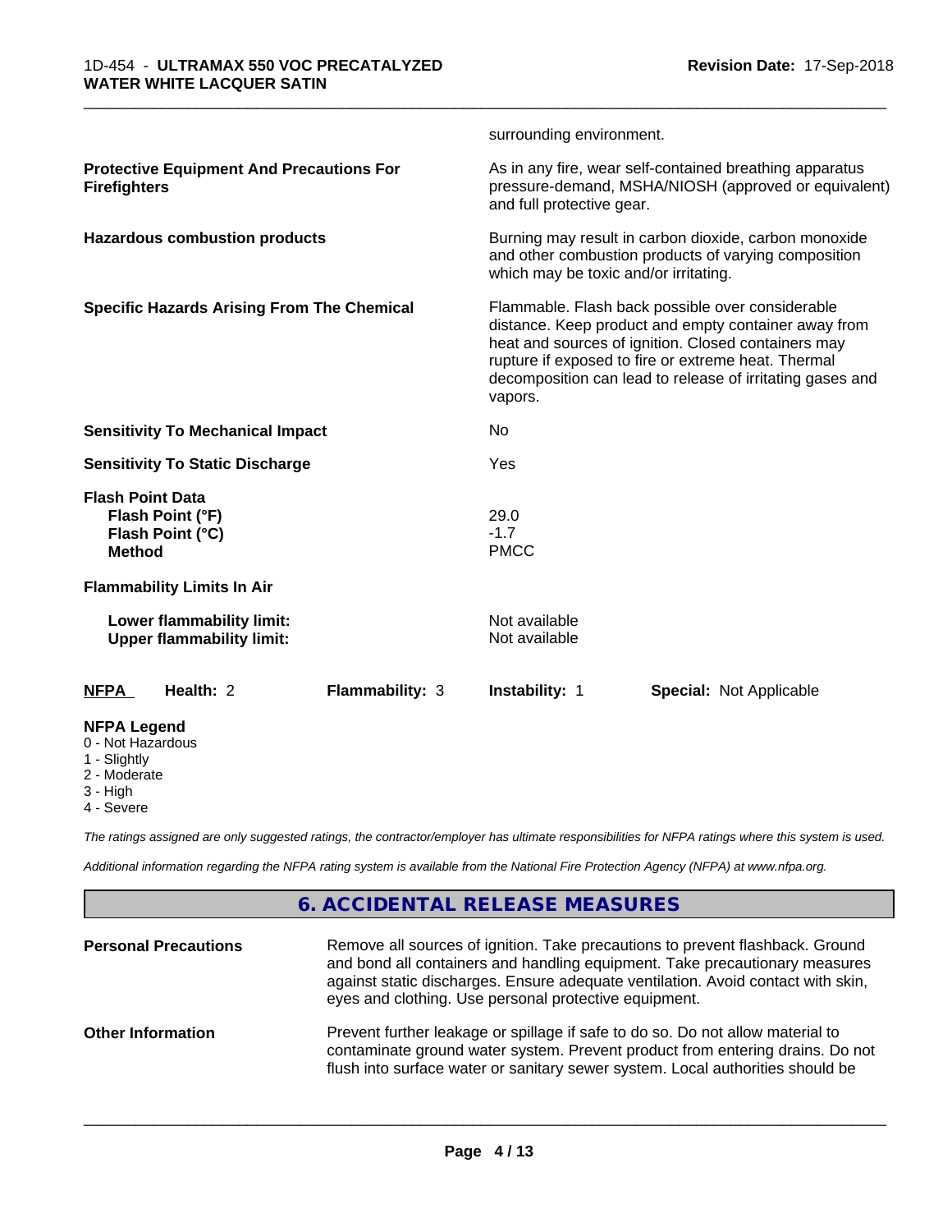surrounding environment.

| | |
|---|---|
| **Protective Equipment And Precautions For Firefighters** | As in any fire, wear self-contained breathing apparatus pressure-demand, MSHA/NIOSH (approved or equivalent) and full protective gear. |
| **Hazardous combustion products** | Burning may result in carbon dioxide, carbon monoxide and other combustion products of varying composition which may be toxic and/or irritating. |
| **Specific Hazards Arising From The Chemical** | Flammable. Flash back possible over considerable distance. Keep product and empty container away from heat and sources of ignition. Closed containers may rupture if exposed to fire or extreme heat. Thermal decomposition can lead to release of irritating gases and vapors. |
| **Sensitivity To Mechanical Impact** | No |
| **Sensitivity To Static Discharge** | Yes |

**Flash Point Data**

| | |
|---|---|
| **Flash Point (°F)** | 29.0 |
| **Flash Point (°C)** | -1.7 |
| **Method** | PMCC |

**Flammability Limits In Air**

| | |
|---|---|
| **Lower flammability limit:** | Not available |
| **Upper flammability limit:** | Not available |

| **NFPA** | **Health:** 2 | **Flammability:** 3 | **Instability:** 1 | **Special:** Not Applicable |
|---|---|---|---|---|

**NFPA Legend**
- 0 - Not Hazardous
- 1 - Slightly
- 2 - Moderate
- 3 - High
- 4 - Severe

*The ratings assigned are only suggested ratings, the contractor/employer has ultimate responsibilities for NFPA ratings where this system is used.*

*Additional information regarding the NFPA rating system is available from the National Fire Protection Agency (NFPA) at www.nfpa.org.*

## 6. ACCIDENTAL RELEASE MEASURES

| | |
|---|---|
| **Personal Precautions** | Remove all sources of ignition. Take precautions to prevent flashback. Ground and bond all containers and handling equipment. Take precautionary measures against static discharges. Ensure adequate ventilation. Avoid contact with skin, eyes and clothing. Use personal protective equipment. |
| **Other Information** | Prevent further leakage or spillage if safe to do so. Do not allow material to contaminate ground water system. Prevent product from entering drains. Do not flush into surface water or sanitary sewer system. Local authorities should be |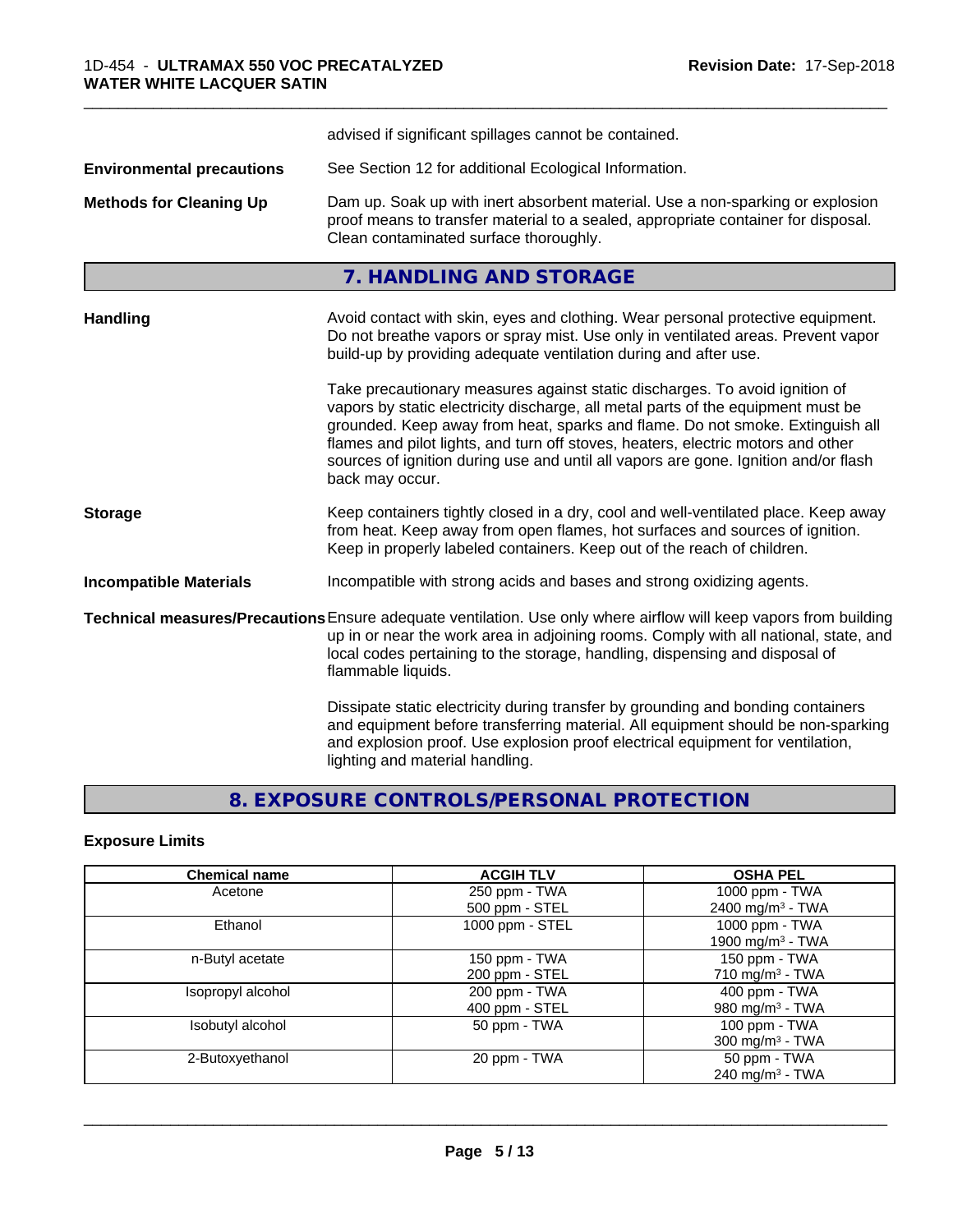advised if significant spillages cannot be contained.

**Environmental precautions** See Section 12 for additional Ecological Information.

**Methods for Cleaning Up** Dam up. Soak up with inert absorbent material. Use a non-sparking or explosion proof means to transfer material to a sealed, appropriate container for disposal. Clean contaminated surface thoroughly.

## 7. HANDLING AND STORAGE

**Handling** Avoid contact with skin, eyes and clothing. Wear personal protective equipment. Do not breathe vapors or spray mist. Use only in ventilated areas. Prevent vapor build-up by providing adequate ventilation during and after use.

Take precautionary measures against static discharges. To avoid ignition of vapors by static electricity discharge, all metal parts of the equipment must be grounded. Keep away from heat, sparks and flame. Do not smoke. Extinguish all flames and pilot lights, and turn off stoves, heaters, electric motors and other sources of ignition during use and until all vapors are gone. Ignition and/or flash back may occur.

**Storage** Keep containers tightly closed in a dry, cool and well-ventilated place. Keep away from heat. Keep away from open flames, hot surfaces and sources of ignition. Keep in properly labeled containers. Keep out of the reach of children.

**Incompatible Materials** Incompatible with strong acids and bases and strong oxidizing agents.

**Technical measures/Precautions** Ensure adequate ventilation. Use only where airflow will keep vapors from building up in or near the work area in adjoining rooms. Comply with all national, state, and local codes pertaining to the storage, handling, dispensing and disposal of flammable liquids.

Dissipate static electricity during transfer by grounding and bonding containers and equipment before transferring material. All equipment should be non-sparking and explosion proof. Use explosion proof electrical equipment for ventilation, lighting and material handling.

## 8. EXPOSURE CONTROLS/PERSONAL PROTECTION

### Exposure Limits

| Chemical name | ACGIH TLV | OSHA PEL |
|---|---|---|
| Acetone | 250 ppm - TWA<br>500 ppm - STEL | 1000 ppm - TWA<br>2400 mg/m³ - TWA |
| Ethanol | 1000 ppm - STEL | 1000 ppm - TWA<br>1900 mg/m³ - TWA |
| n-Butyl acetate | 150 ppm - TWA<br>200 ppm - STEL | 150 ppm - TWA<br>710 mg/m³ - TWA |
| Isopropyl alcohol | 200 ppm - TWA<br>400 ppm - STEL | 400 ppm - TWA<br>980 mg/m³ - TWA |
| Isobutyl alcohol | 50 ppm - TWA | 100 ppm - TWA<br>300 mg/m³ - TWA |
| 2-Butoxyethanol | 20 ppm - TWA | 50 ppm - TWA<br>240 mg/m³ - TWA |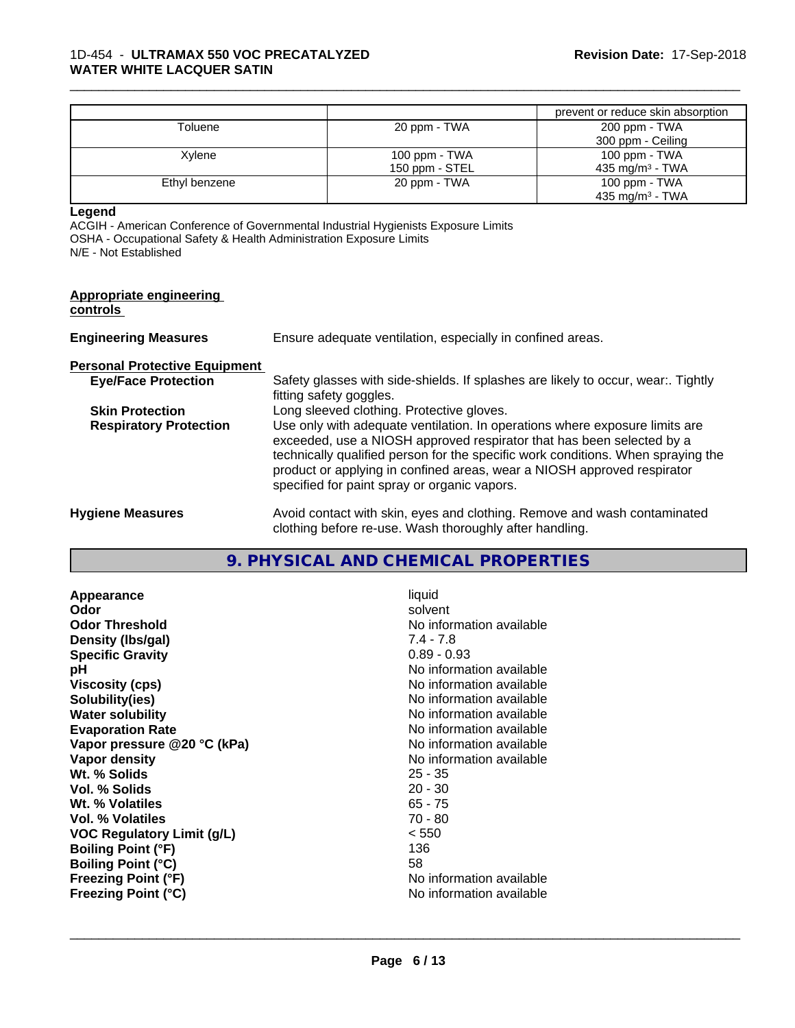| | | prevent or reduce skin absorption |
| --- | --- | --- |
| Toluene | 20 ppm - TWA | 200 ppm - TWA<br>300 ppm - Ceiling |
| Xylene | 100 ppm - TWA<br>150 ppm - STEL | 100 ppm - TWA<br>435 mg/m³ - TWA |
| Ethyl benzene | 20 ppm - TWA | 100 ppm - TWA<br>435 mg/m³ - TWA |

**Legend**

ACGIH - American Conference of Governmental Industrial Hygienists Exposure Limits
OSHA - Occupational Safety & Health Administration Exposure Limits
N/E - Not Established

**Appropriate engineering controls**

**Engineering Measures** Ensure adequate ventilation, especially in confined areas.

**Personal Protective Equipment**

**Eye/Face Protection** Safety glasses with side-shields. If splashes are likely to occur, wear:. Tightly fitting safety goggles.

**Skin Protection** Long sleeved clothing. Protective gloves.

**Respiratory Protection** Use only with adequate ventilation. In operations where exposure limits are exceeded, use a NIOSH approved respirator that has been selected by a technically qualified person for the specific work conditions. When spraying the product or applying in confined areas, wear a NIOSH approved respirator specified for paint spray or organic vapors.

**Hygiene Measures** Avoid contact with skin, eyes and clothing. Remove and wash contaminated clothing before re-use. Wash thoroughly after handling.

## 9. PHYSICAL AND CHEMICAL PROPERTIES

| | |
| --- | --- |
| **Appearance** | liquid |
| **Odor** | solvent |
| **Odor Threshold** | No information available |
| **Density (lbs/gal)** | 7.4 - 7.8 |
| **Specific Gravity** | 0.89 - 0.93 |
| **pH** | No information available |
| **Viscosity (cps)** | No information available |
| **Solubility(ies)** | No information available |
| **Water solubility** | No information available |
| **Evaporation Rate** | No information available |
| **Vapor pressure @20 °C (kPa)** | No information available |
| **Vapor density** | No information available |
| **Wt. % Solids** | 25 - 35 |
| **Vol. % Solids** | 20 - 30 |
| **Wt. % Volatiles** | 65 - 75 |
| **Vol. % Volatiles** | 70 - 80 |
| **VOC Regulatory Limit (g/L)** | < 550 |
| **Boiling Point (°F)** | 136 |
| **Boiling Point (°C)** | 58 |
| **Freezing Point (°F)** | No information available |
| **Freezing Point (°C)** | No information available |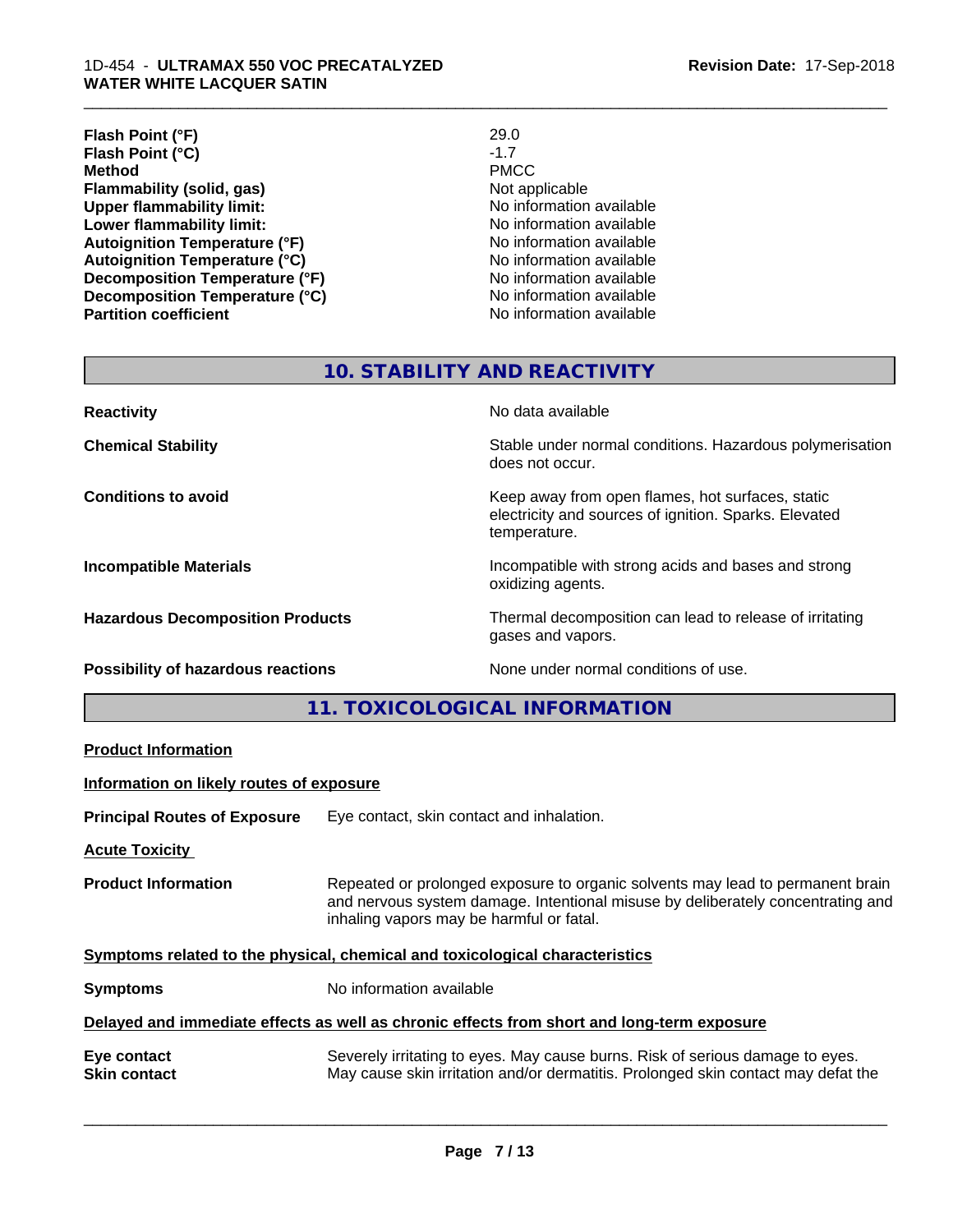| | |
|---|---|
| **Flash Point (°F)** | 29.0 |
| **Flash Point (°C)** | -1.7 |
| **Method** | PMCC |
| **Flammability (solid, gas)** | Not applicable |
| **Upper flammability limit:** | No information available |
| **Lower flammability limit:** | No information available |
| **Autoignition Temperature (°F)** | No information available |
| **Autoignition Temperature (°C)** | No information available |
| **Decomposition Temperature (°F)** | No information available |
| **Decomposition Temperature (°C)** | No information available |
| **Partition coefficient** | No information available |

## 10. STABILITY AND REACTIVITY

| | |
|---|---|
| **Reactivity** | No data available |
| **Chemical Stability** | Stable under normal conditions. Hazardous polymerisation does not occur. |
| **Conditions to avoid** | Keep away from open flames, hot surfaces, static electricity and sources of ignition. Sparks. Elevated temperature. |
| **Incompatible Materials** | Incompatible with strong acids and bases and strong oxidizing agents. |
| **Hazardous Decomposition Products** | Thermal decomposition can lead to release of irritating gases and vapors. |
| **Possibility of hazardous reactions** | None under normal conditions of use. |

## 11. TOXICOLOGICAL INFORMATION

**Product Information**

**Information on likely routes of exposure**

**Principal Routes of Exposure** Eye contact, skin contact and inhalation.

**Acute Toxicity**

**Product Information** Repeated or prolonged exposure to organic solvents may lead to permanent brain and nervous system damage. Intentional misuse by deliberately concentrating and inhaling vapors may be harmful or fatal.

**Symptoms related to the physical, chemical and toxicological characteristics**

**Symptoms** No information available

**Delayed and immediate effects as well as chronic effects from short and long-term exposure**

**Eye contact** Severely irritating to eyes. May cause burns. Risk of serious damage to eyes.

**Skin contact** May cause skin irritation and/or dermatitis. Prolonged skin contact may defat the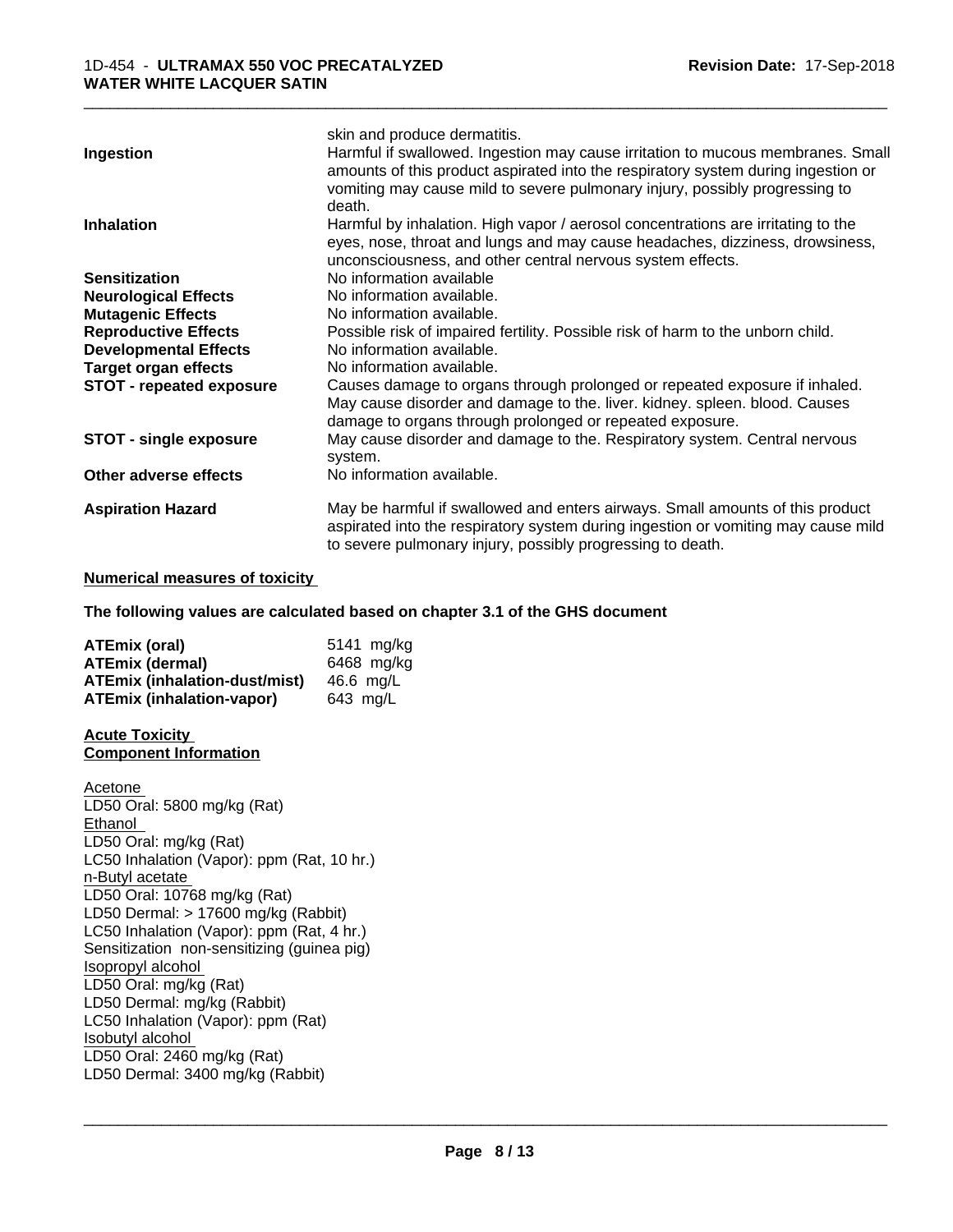| | |
|---|---|
| | skin and produce dermatitis. |
| **Ingestion** | Harmful if swallowed. Ingestion may cause irritation to mucous membranes. Small amounts of this product aspirated into the respiratory system during ingestion or vomiting may cause mild to severe pulmonary injury, possibly progressing to death. |
| **Inhalation** | Harmful by inhalation. High vapor / aerosol concentrations are irritating to the eyes, nose, throat and lungs and may cause headaches, dizziness, drowsiness, unconsciousness, and other central nervous system effects. |
| **Sensitization** | No information available |
| **Neurological Effects** | No information available. |
| **Mutagenic Effects** | No information available. |
| **Reproductive Effects** | Possible risk of impaired fertility. Possible risk of harm to the unborn child. |
| **Developmental Effects** | No information available. |
| **Target organ effects** | No information available. |
| **STOT - repeated exposure** | Causes damage to organs through prolonged or repeated exposure if inhaled. May cause disorder and damage to the. liver. kidney. spleen. blood. Causes damage to organs through prolonged or repeated exposure. |
| **STOT - single exposure** | May cause disorder and damage to the. Respiratory system. Central nervous system. |
| **Other adverse effects** | No information available. |
| **Aspiration Hazard** | May be harmful if swallowed and enters airways. Small amounts of this product aspirated into the respiratory system during ingestion or vomiting may cause mild to severe pulmonary injury, possibly progressing to death. |

**Numerical measures of toxicity**

**The following values are calculated based on chapter 3.1 of the GHS document**

| | |
|---|---|
| **ATEmix (oral)** | 5141 mg/kg |
| **ATEmix (dermal)** | 6468 mg/kg |
| **ATEmix (inhalation-dust/mist)** | 46.6 mg/L |
| **ATEmix (inhalation-vapor)** | 643 mg/L |

**Acute Toxicity**
**Component Information**

Acetone
LD50 Oral: 5800 mg/kg (Rat)
Ethanol
LD50 Oral: mg/kg (Rat)
LC50 Inhalation (Vapor): ppm (Rat, 10 hr.)
n-Butyl acetate
LD50 Oral: 10768 mg/kg (Rat)
LD50 Dermal: > 17600 mg/kg (Rabbit)
LC50 Inhalation (Vapor): ppm (Rat, 4 hr.)
Sensitization non-sensitizing (guinea pig)
Isopropyl alcohol
LD50 Oral: mg/kg (Rat)
LD50 Dermal: mg/kg (Rabbit)
LC50 Inhalation (Vapor): ppm (Rat)
Isobutyl alcohol
LD50 Oral: 2460 mg/kg (Rat)
LD50 Dermal: 3400 mg/kg (Rabbit)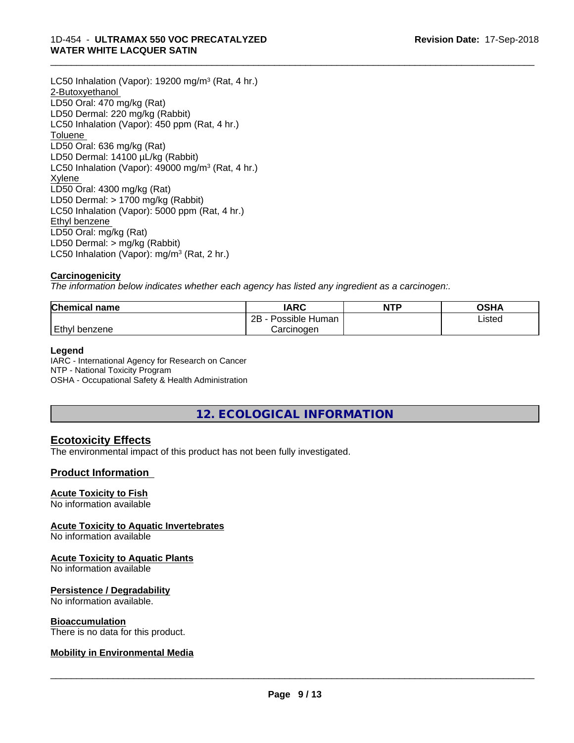LC50 Inhalation (Vapor): 19200 mg/m³ (Rat, 4 hr.)
2-Butoxyethanol
LD50 Oral: 470 mg/kg (Rat)
LD50 Dermal: 220 mg/kg (Rabbit)
LC50 Inhalation (Vapor): 450 ppm (Rat, 4 hr.)
Toluene
LD50 Oral: 636 mg/kg (Rat)
LD50 Dermal: 14100 µL/kg (Rabbit)
LC50 Inhalation (Vapor): 49000 mg/m³ (Rat, 4 hr.)
Xylene
LD50 Oral: 4300 mg/kg (Rat)
LD50 Dermal: > 1700 mg/kg (Rabbit)
LC50 Inhalation (Vapor): 5000 ppm (Rat, 4 hr.)
Ethyl benzene
LD50 Oral: mg/kg (Rat)
LD50 Dermal: > mg/kg (Rabbit)
LC50 Inhalation (Vapor): mg/m³ (Rat, 2 hr.)

**Carcinogenicity**

*The information below indicates whether each agency has listed any ingredient as a carcinogen:.*

| Chemical name | IARC | NTP | OSHA |
|---|---|---|---|
| Ethyl benzene | 2B - Possible Human Carcinogen | | Listed |

**Legend**

IARC - International Agency for Research on Cancer
NTP - National Toxicity Program
OSHA - Occupational Safety & Health Administration

## 12. ECOLOGICAL INFORMATION

### Ecotoxicity Effects

The environmental impact of this product has not been fully investigated.

### Product Information

**Acute Toxicity to Fish**
No information available

**Acute Toxicity to Aquatic Invertebrates**
No information available

**Acute Toxicity to Aquatic Plants**
No information available

**Persistence / Degradability**
No information available.

**Bioaccumulation**
There is no data for this product.

**Mobility in Environmental Media**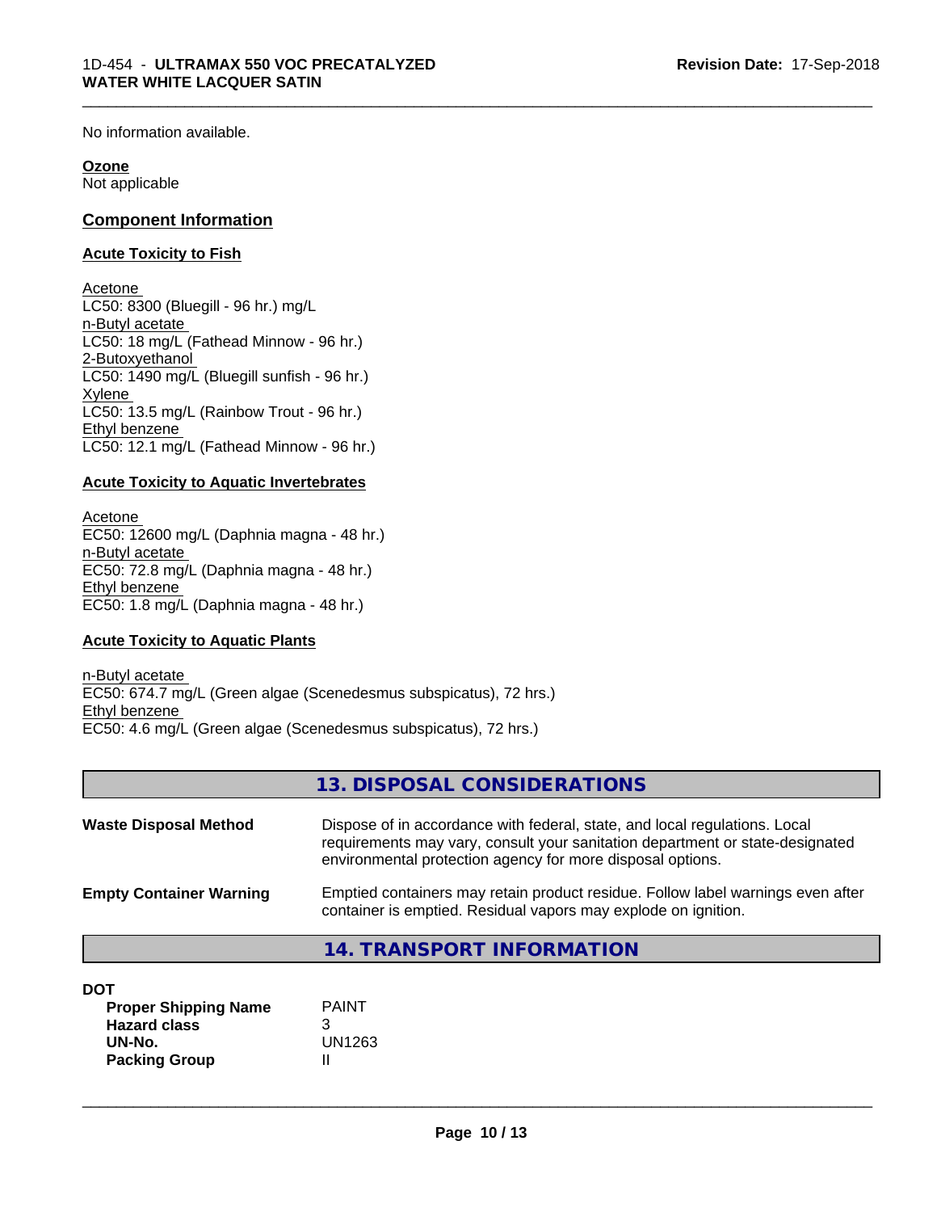No information available.

**Ozone**
Not applicable

## Component Information

### Acute Toxicity to Fish

Acetone
LC50: 8300 (Bluegill - 96 hr.) mg/L
n-Butyl acetate
LC50: 18 mg/L (Fathead Minnow - 96 hr.)
2-Butoxyethanol
LC50: 1490 mg/L (Bluegill sunfish - 96 hr.)
Xylene
LC50: 13.5 mg/L (Rainbow Trout - 96 hr.)
Ethyl benzene
LC50: 12.1 mg/L (Fathead Minnow - 96 hr.)

### Acute Toxicity to Aquatic Invertebrates

Acetone
EC50: 12600 mg/L (Daphnia magna - 48 hr.)
n-Butyl acetate
EC50: 72.8 mg/L (Daphnia magna - 48 hr.)
Ethyl benzene
EC50: 1.8 mg/L (Daphnia magna - 48 hr.)

### Acute Toxicity to Aquatic Plants

n-Butyl acetate
EC50: 674.7 mg/L (Green algae (Scenedesmus subspicatus), 72 hrs.)
Ethyl benzene
EC50: 4.6 mg/L (Green algae (Scenedesmus subspicatus), 72 hrs.)

## 13. DISPOSAL CONSIDERATIONS

**Waste Disposal Method** Dispose of in accordance with federal, state, and local regulations. Local requirements may vary, consult your sanitation department or state-designated environmental protection agency for more disposal options.

**Empty Container Warning** Emptied containers may retain product residue. Follow label warnings even after container is emptied. Residual vapors may explode on ignition.

## 14. TRANSPORT INFORMATION

**DOT**

| | |
|---|---|
| **Proper Shipping Name** | PAINT |
| **Hazard class** | 3 |
| **UN-No.** | UN1263 |
| **Packing Group** | II |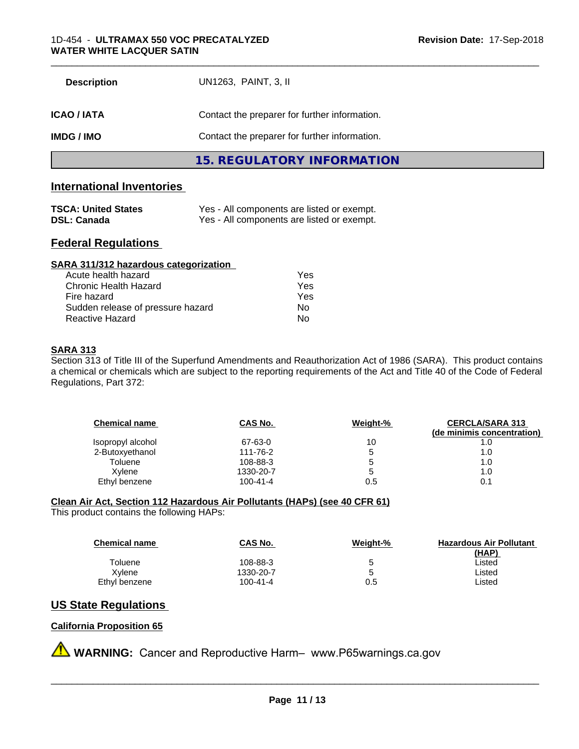| | |
|---|---|
| **Description** | UN1263, PAINT, 3, II |
| **ICAO / IATA** | Contact the preparer for further information. |
| **IMDG / IMO** | Contact the preparer for further information. |

## 15. REGULATORY INFORMATION

### International Inventories

| | |
|---|---|
| **TSCA: United States** | Yes - All components are listed or exempt. |
| **DSL: Canada** | Yes - All components are listed or exempt. |

### Federal Regulations

**SARA 311/312 hazardous categorization**

| | |
|---|---|
| Acute health hazard | Yes |
| Chronic Health Hazard | Yes |
| Fire hazard | Yes |
| Sudden release of pressure hazard | No |
| Reactive Hazard | No |

**SARA 313**

Section 313 of Title III of the Superfund Amendments and Reauthorization Act of 1986 (SARA). This product contains a chemical or chemicals which are subject to the reporting requirements of the Act and Title 40 of the Code of Federal Regulations, Part 372:

| Chemical name | CAS No. | Weight-% | CERCLA/SARA 313 (de minimis concentration) |
|---|---|---|---|
| Isopropyl alcohol | 67-63-0 | 10 | 1.0 |
| 2-Butoxyethanol | 111-76-2 | 5 | 1.0 |
| Toluene | 108-88-3 | 5 | 1.0 |
| Xylene | 1330-20-7 | 5 | 1.0 |
| Ethyl benzene | 100-41-4 | 0.5 | 0.1 |

**Clean Air Act, Section 112 Hazardous Air Pollutants (HAPs) (see 40 CFR 61)**

This product contains the following HAPs:

| Chemical name | CAS No. | Weight-% | Hazardous Air Pollutant (HAP) |
|---|---|---|---|
| Toluene | 108-88-3 | 5 | Listed |
| Xylene | 1330-20-7 | 5 | Listed |
| Ethyl benzene | 100-41-4 | 0.5 | Listed |

### US State Regulations

**California Proposition 65**

⚠ **WARNING:** Cancer and Reproductive Harm– www.P65warnings.ca.gov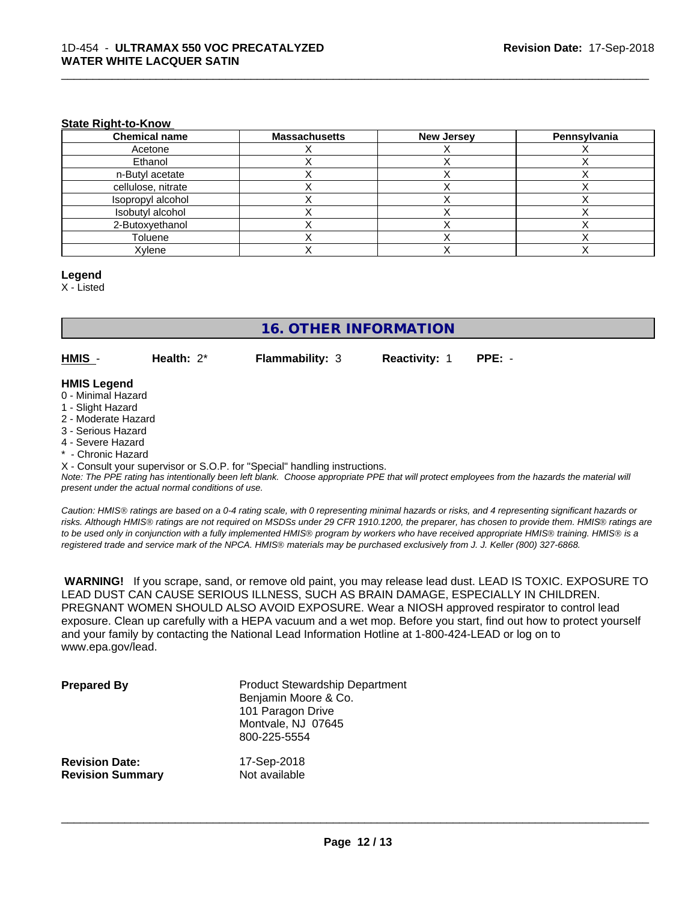#### State Right-to-Know

| Chemical name | Massachusetts | New Jersey | Pennsylvania |
|---|---|---|---|
| Acetone | X | X | X |
| Ethanol | X | X | X |
| n-Butyl acetate | X | X | X |
| cellulose, nitrate | X | X | X |
| Isopropyl alcohol | X | X | X |
| Isobutyl alcohol | X | X | X |
| 2-Butoxyethanol | X | X | X |
| Toluene | X | X | X |
| Xylene | X | X | X |

**Legend**

X - Listed

## 16. OTHER INFORMATION

**HMIS** - **Health:** 2* **Flammability:** 3 **Reactivity:** 1 **PPE:** -

**HMIS Legend**

0 - Minimal Hazard
1 - Slight Hazard
2 - Moderate Hazard
3 - Serious Hazard
4 - Severe Hazard
* - Chronic Hazard
X - Consult your supervisor or S.O.P. for "Special" handling instructions.

*Note: The PPE rating has intentionally been left blank. Choose appropriate PPE that will protect employees from the hazards the material will present under the actual normal conditions of use.*

*Caution: HMIS® ratings are based on a 0-4 rating scale, with 0 representing minimal hazards or risks, and 4 representing significant hazards or risks. Although HMIS® ratings are not required on MSDSs under 29 CFR 1910.1200, the preparer, has chosen to provide them. HMIS® ratings are to be used only in conjunction with a fully implemented HMIS® program by workers who have received appropriate HMIS® training. HMIS® is a registered trade and service mark of the NPCA. HMIS® materials may be purchased exclusively from J. J. Keller (800) 327-6868.*

**WARNING!** If you scrape, sand, or remove old paint, you may release lead dust. LEAD IS TOXIC. EXPOSURE TO LEAD DUST CAN CAUSE SERIOUS ILLNESS, SUCH AS BRAIN DAMAGE, ESPECIALLY IN CHILDREN. PREGNANT WOMEN SHOULD ALSO AVOID EXPOSURE. Wear a NIOSH approved respirator to control lead exposure. Clean up carefully with a HEPA vacuum and a wet mop. Before you start, find out how to protect yourself and your family by contacting the National Lead Information Hotline at 1-800-424-LEAD or log on to www.epa.gov/lead.

**Prepared By**
Product Stewardship Department
Benjamin Moore & Co.
101 Paragon Drive
Montvale, NJ 07645
800-225-5554

**Revision Date:** 17-Sep-2018
**Revision Summary** Not available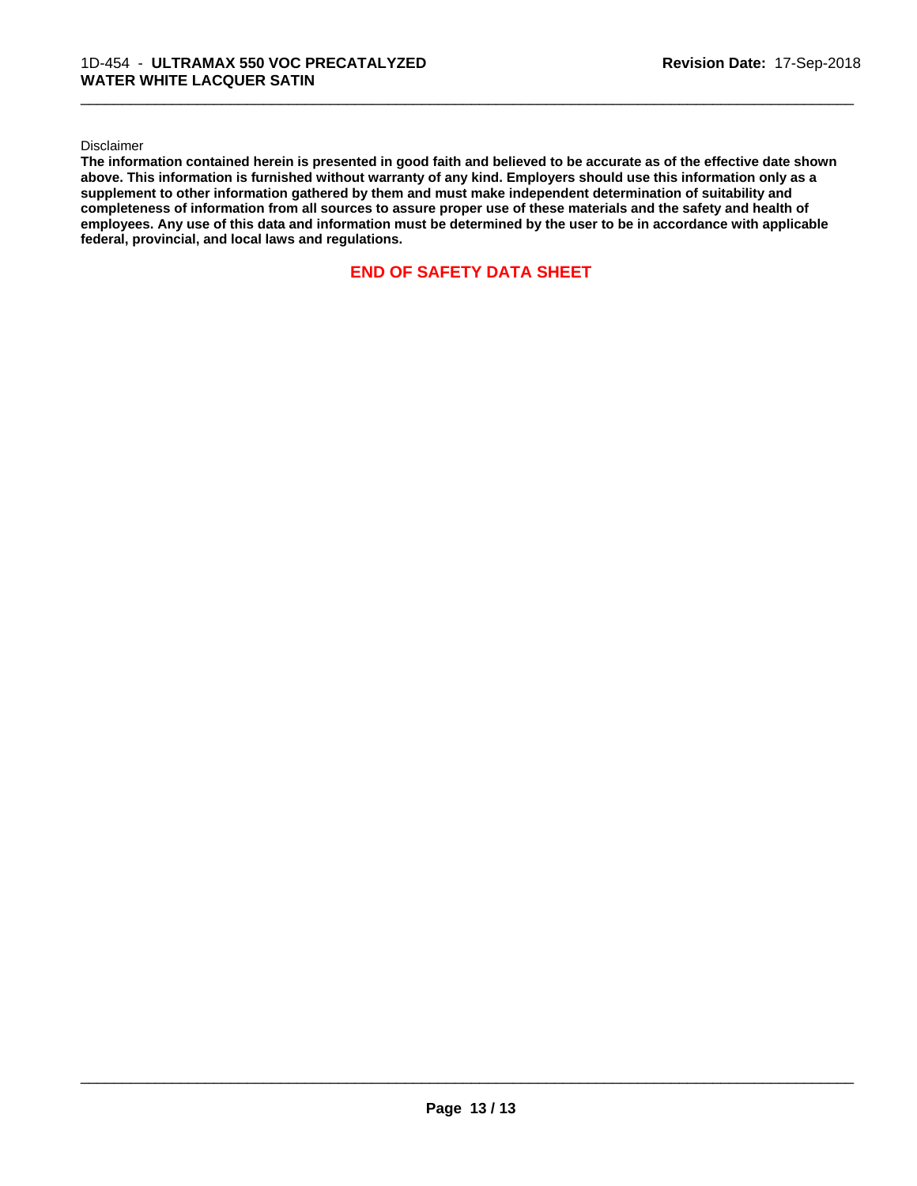Disclaimer

**The information contained herein is presented in good faith and believed to be accurate as of the effective date shown above. This information is furnished without warranty of any kind. Employers should use this information only as a supplement to other information gathered by them and must make independent determination of suitability and completeness of information from all sources to assure proper use of these materials and the safety and health of employees. Any use of this data and information must be determined by the user to be in accordance with applicable federal, provincial, and local laws and regulations.**

**END OF SAFETY DATA SHEET**